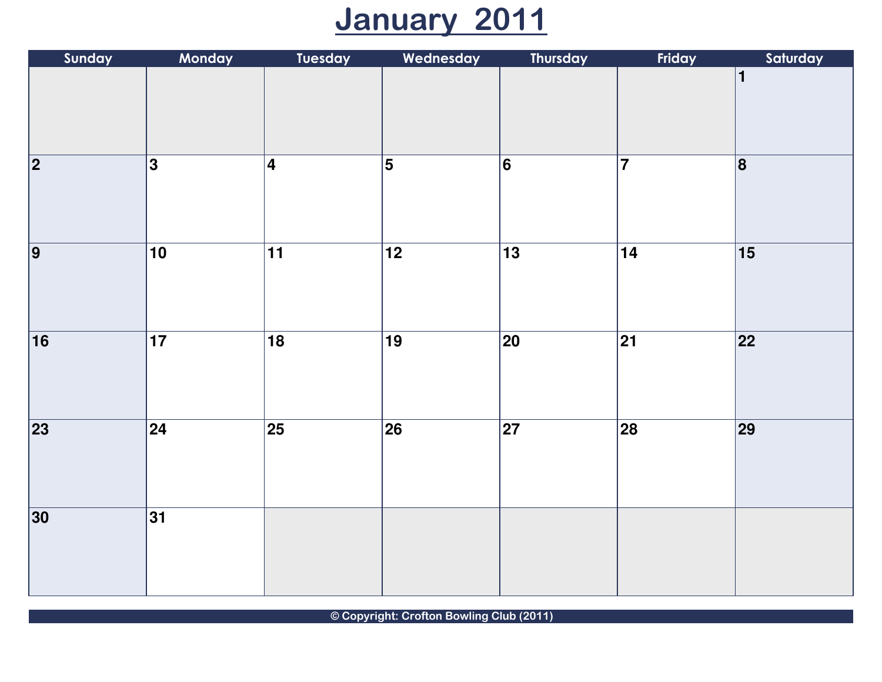# January 2011

| Sunday | Monday | Tuesday | Wednesday | Thursday | Friday | Saturday |
|---|---|---|---|---|---|---|
| | | | | | | 1 |
| 2 | 3 | 4 | 5 | 6 | 7 | 8 |
| 9 | 10 | 11 | 12 | 13 | 14 | 15 |
| 16 | 17 | 18 | 19 | 20 | 21 | 22 |
| 23 | 24 | 25 | 26 | 27 | 28 | 29 |
| 30 | 31 | | | | | |

© Copyright: Crofton Bowling Club (2011)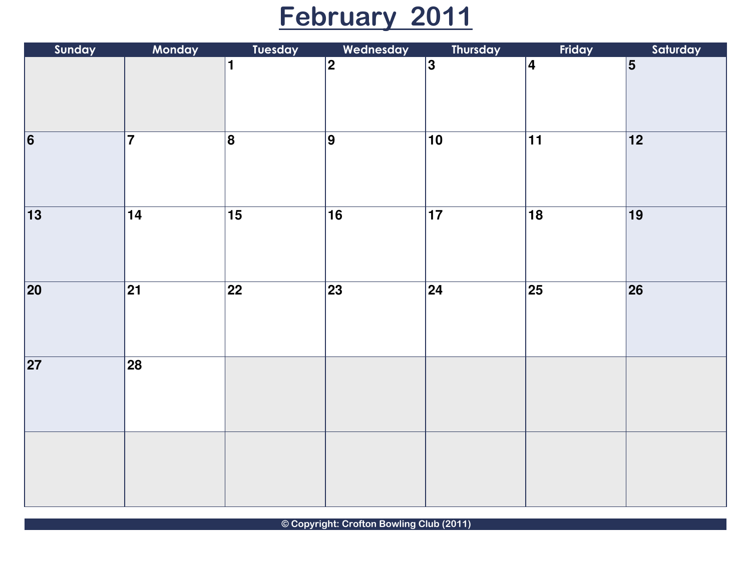# February 2011

| Sunday | Monday | Tuesday | Wednesday | Thursday | Friday | Saturday |
|---|---|---|---|---|---|---|
| | | 1 | 2 | 3 | 4 | 5 |
| 6 | 7 | 8 | 9 | 10 | 11 | 12 |
| 13 | 14 | 15 | 16 | 17 | 18 | 19 |
| 20 | 21 | 22 | 23 | 24 | 25 | 26 |
| 27 | 28 | | | | | |
| | | | | | | |

© Copyright: Crofton Bowling Club (2011)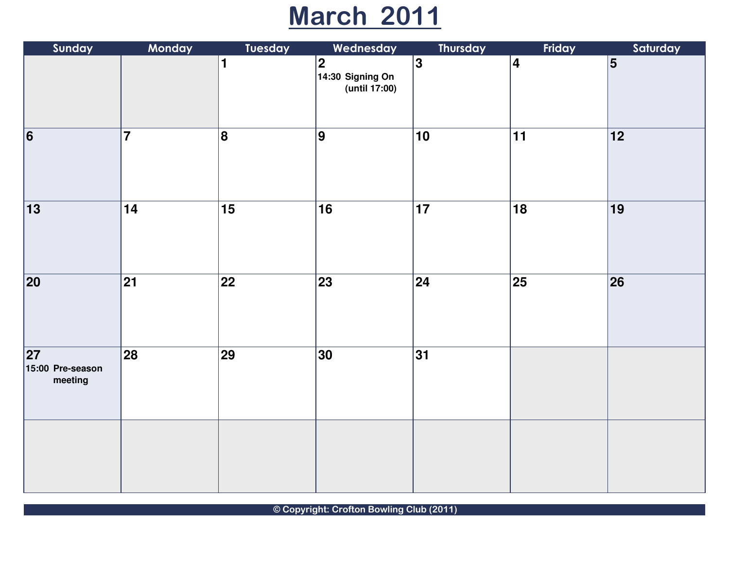# March 2011

| Sunday | Monday | Tuesday | Wednesday | Thursday | Friday | Saturday |
| --- | --- | --- | --- | --- | --- | --- |
| | | 1 | 2<br>14:30 Signing On (until 17:00) | 3 | 4 | 5 |
| 6 | 7 | 8 | 9 | 10 | 11 | 12 |
| 13 | 14 | 15 | 16 | 17 | 18 | 19 |
| 20 | 21 | 22 | 23 | 24 | 25 | 26 |
| 27<br>15:00 Pre-season meeting | 28 | 29 | 30 | 31 | | |
| | | | | | | |

© Copyright: Crofton Bowling Club (2011)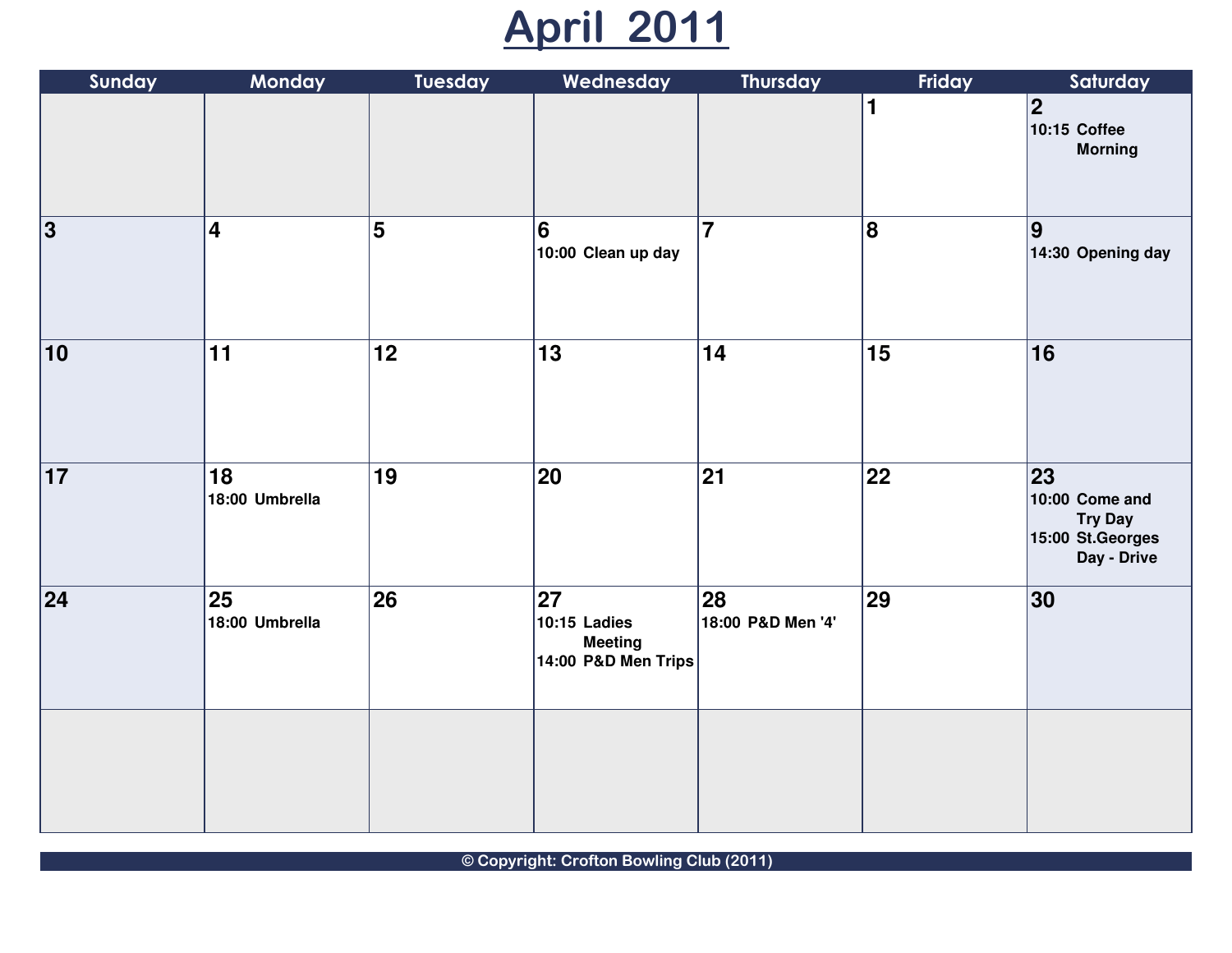# April 2011

| Sunday | Monday | Tuesday | Wednesday | Thursday | Friday | Saturday |
|---|---|---|---|---|---|---|
| | | | | | 1 | 2<br>10:15 Coffee Morning |
| 3 | 4 | 5 | 6<br>10:00 Clean up day | 7 | 8 | 9<br>14:30 Opening day |
| 10 | 11 | 12 | 13 | 14 | 15 | 16 |
| 17 | 18<br>18:00 Umbrella | 19 | 20 | 21 | 22 | 23<br>10:00 Come and Try Day<br>15:00 St.Georges Day - Drive |
| 24 | 25<br>18:00 Umbrella | 26 | 27<br>10:15 Ladies Meeting<br>14:00 P&D Men Trips | 28<br>18:00 P&D Men '4' | 29 | 30 |
| | | | | | | |

© Copyright: Crofton Bowling Club (2011)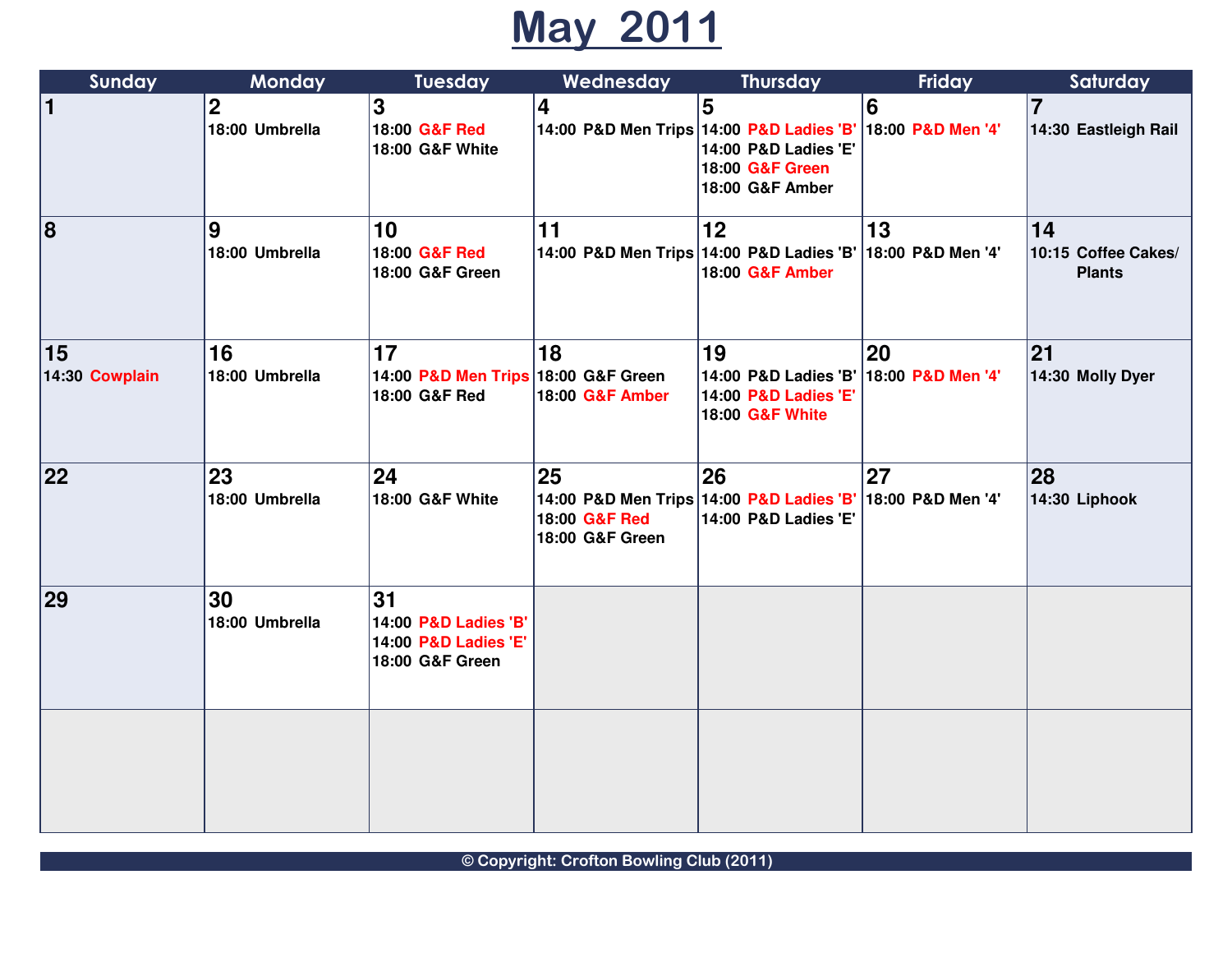# May 2011

| Sunday | Monday | Tuesday | Wednesday | Thursday | Friday | Saturday |
|---|---|---|---|---|---|---|
| 1 | 2<br>18:00 Umbrella | 3<br>18:00 G&F Red<br>18:00 G&F White | 4<br>14:00 P&D Men Trips | 5<br>14:00 P&D Ladies 'B'<br>14:00 P&D Ladies 'E'<br>18:00 G&F Green<br>18:00 G&F Amber | 6<br>18:00 P&D Men '4' | 7<br>14:30 Eastleigh Rail |
| 8 | 9<br>18:00 Umbrella | 10<br>18:00 G&F Red<br>18:00 G&F Green | 11<br>14:00 P&D Men Trips | 12<br>14:00 P&D Ladies 'B'<br>18:00 G&F Amber | 13<br>18:00 P&D Men '4' | 14<br>10:15 Coffee Cakes/ Plants |
| 15<br>14:30 Cowplain | 16<br>18:00 Umbrella | 17<br>14:00 P&D Men Trips<br>18:00 G&F Red | 18<br>18:00 G&F Green<br>18:00 G&F Amber | 19<br>14:00 P&D Ladies 'B'<br>14:00 P&D Ladies 'E'<br>18:00 G&F White | 20<br>18:00 P&D Men '4' | 21<br>14:30 Molly Dyer |
| 22 | 23<br>18:00 Umbrella | 24<br>18:00 G&F White | 25<br>14:00 P&D Men Trips<br>18:00 G&F Red<br>18:00 G&F Green | 26<br>14:00 P&D Ladies 'B'<br>14:00 P&D Ladies 'E' | 27<br>18:00 P&D Men '4' | 28<br>14:30 Liphook |
| 29 | 30<br>18:00 Umbrella | 31<br>14:00 P&D Ladies 'B'<br>14:00 P&D Ladies 'E'<br>18:00 G&F Green | | | | |

© Copyright: Crofton Bowling Club (2011)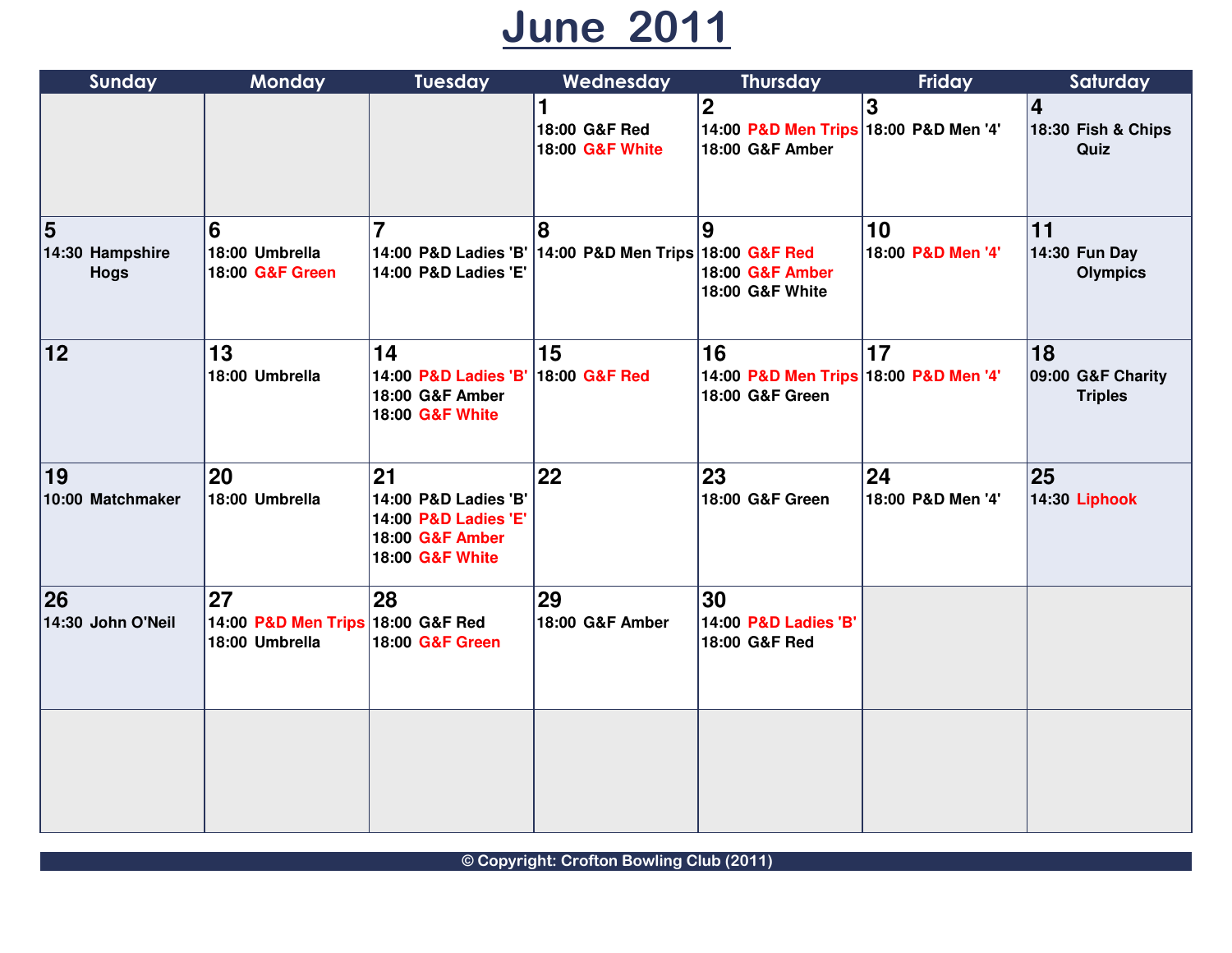# June 2011

| Sunday | Monday | Tuesday | Wednesday | Thursday | Friday | Saturday |
|---|---|---|---|---|---|---|
| | | | **1**<br>18:00 G&F Red<br>18:00 G&F White | **2**<br>14:00 P&D Men Trips<br>18:00 G&F Amber | **3**<br>18:00 P&D Men '4' | **4**<br>18:30 Fish & Chips Quiz |
| **5**<br>14:30 Hampshire Hogs | **6**<br>18:00 Umbrella<br>18:00 G&F Green | **7**<br>14:00 P&D Ladies 'B'<br>14:00 P&D Ladies 'E' | **8**<br>14:00 P&D Men Trips | **9**<br>18:00 G&F Red<br>18:00 G&F Amber<br>18:00 G&F White | **10**<br>18:00 P&D Men '4' | **11**<br>14:30 Fun Day Olympics |
| **12** | **13**<br>18:00 Umbrella | **14**<br>14:00 P&D Ladies 'B'<br>18:00 G&F Amber<br>18:00 G&F White | **15**<br>18:00 G&F Red | **16**<br>14:00 P&D Men Trips<br>18:00 G&F Green | **17**<br>18:00 P&D Men '4' | **18**<br>09:00 G&F Charity Triples |
| **19**<br>10:00 Matchmaker | **20**<br>18:00 Umbrella | **21**<br>14:00 P&D Ladies 'B'<br>14:00 P&D Ladies 'E'<br>18:00 G&F Amber<br>18:00 G&F White | **22** | **23**<br>18:00 G&F Green | **24**<br>18:00 P&D Men '4' | **25**<br>14:30 Liphook |
| **26**<br>14:30 John O'Neil | **27**<br>14:00 P&D Men Trips<br>18:00 Umbrella | **28**<br>18:00 G&F Red<br>18:00 G&F Green | **29**<br>18:00 G&F Amber | **30**<br>14:00 P&D Ladies 'B'<br>18:00 G&F Red | | |
| | | | | | | |

© Copyright: Crofton Bowling Club (2011)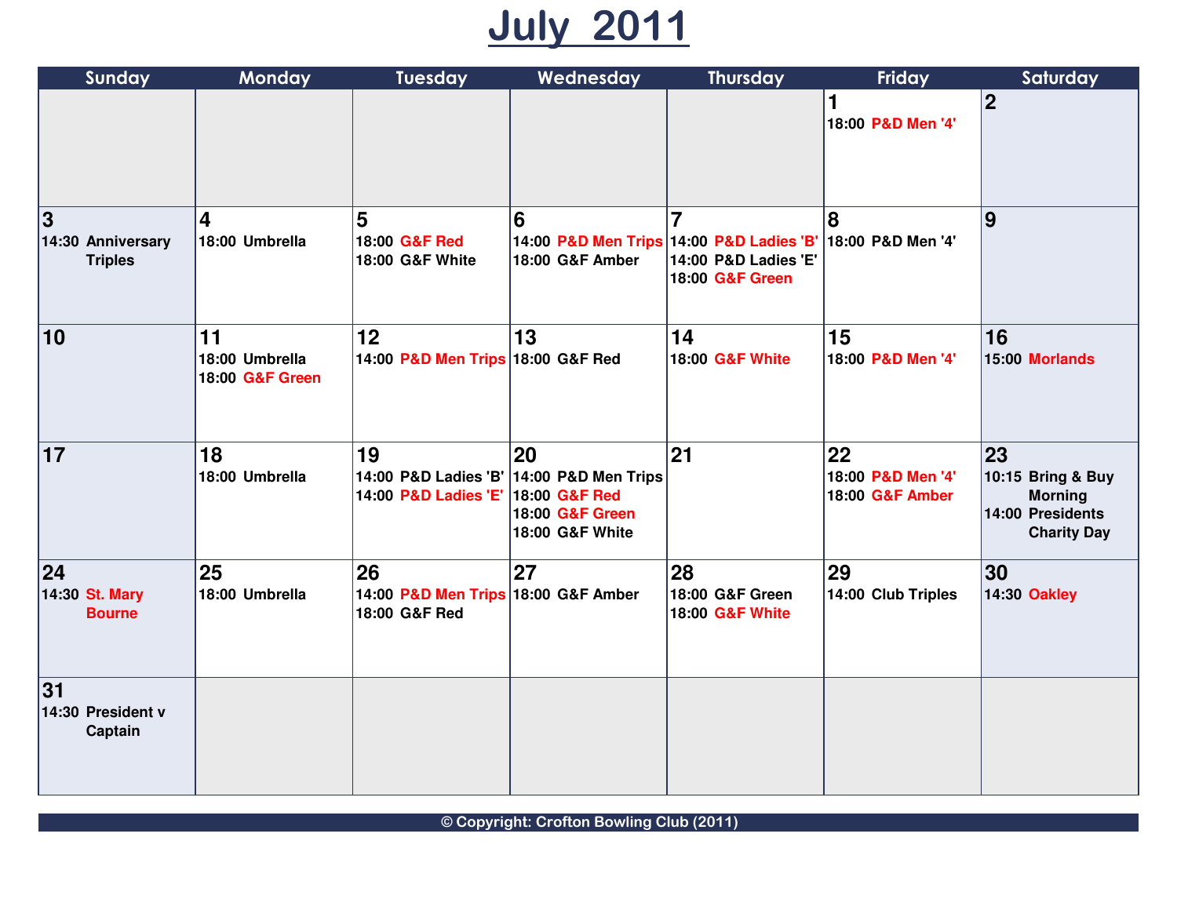# July 2011

| Sunday | Monday | Tuesday | Wednesday | Thursday | Friday | Saturday |
|---|---|---|---|---|---|---|
| | | | | | **1**<br>18:00 P&D Men '4' | **2** |
| **3**<br>14:30 Anniversary Triples | **4**<br>18:00 Umbrella | **5**<br>18:00 G&F Red<br>18:00 G&F White | **6**<br>14:00 P&D Men Trips<br>18:00 G&F Amber | **7**<br>14:00 P&D Ladies 'B'<br>14:00 P&D Ladies 'E'<br>18:00 G&F Green | **8**<br>18:00 P&D Men '4' | **9** |
| **10** | **11**<br>18:00 Umbrella<br>18:00 G&F Green | **12**<br>14:00 P&D Men Trips | **13**<br>18:00 G&F Red | **14**<br>18:00 G&F White | **15**<br>18:00 P&D Men '4' | **16**<br>15:00 Morlands |
| **17** | **18**<br>18:00 Umbrella | **19**<br>14:00 P&D Ladies 'B'<br>14:00 P&D Ladies 'E' | **20**<br>14:00 P&D Men Trips<br>18:00 G&F Red<br>18:00 G&F Green<br>18:00 G&F White | **21** | **22**<br>18:00 P&D Men '4'<br>18:00 G&F Amber | **23**<br>10:15 Bring & Buy Morning<br>14:00 Presidents Charity Day |
| **24**<br>14:30 St. Mary Bourne | **25**<br>18:00 Umbrella | **26**<br>14:00 P&D Men Trips<br>18:00 G&F Red | **27**<br>18:00 G&F Amber | **28**<br>18:00 G&F Green<br>18:00 G&F White | **29**<br>14:00 Club Triples | **30**<br>14:30 Oakley |
| **31**<br>14:30 President v Captain | | | | | | |

© Copyright: Crofton Bowling Club (2011)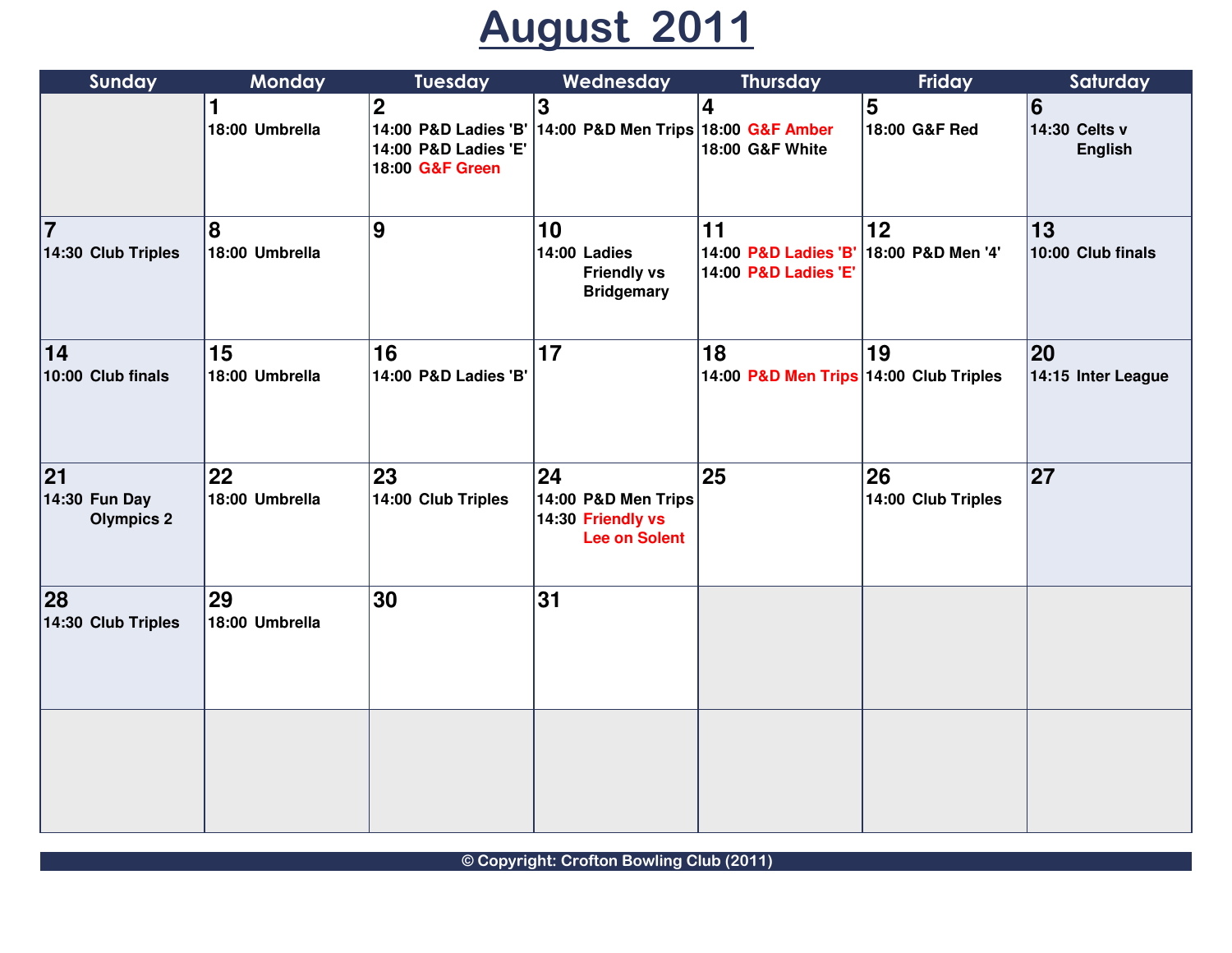# August 2011

| Sunday | Monday | Tuesday | Wednesday | Thursday | Friday | Saturday |
|---|---|---|---|---|---|---|
| | **1**<br>18:00 Umbrella | **2**<br>14:00 P&D Ladies 'B'<br>14:00 P&D Ladies 'E'<br>18:00 G&F Green | **3**<br>14:00 P&D Men Trips | **4**<br>18:00 G&F Amber<br>18:00 G&F White | **5**<br>18:00 G&F Red | **6**<br>14:30 Celts v English |
| **7**<br>14:30 Club Triples | **8**<br>18:00 Umbrella | **9** | **10**<br>14:00 Ladies Friendly vs Bridgemary | **11**<br>14:00 P&D Ladies 'B'<br>14:00 P&D Ladies 'E' | **12**<br>18:00 P&D Men '4' | **13**<br>10:00 Club finals |
| **14**<br>10:00 Club finals | **15**<br>18:00 Umbrella | **16**<br>14:00 P&D Ladies 'B' | **17** | **18**<br>14:00 P&D Men Trips | **19**<br>14:00 Club Triples | **20**<br>14:15 Inter League |
| **21**<br>14:30 Fun Day Olympics 2 | **22**<br>18:00 Umbrella | **23**<br>14:00 Club Triples | **24**<br>14:00 P&D Men Trips<br>14:30 Friendly vs Lee on Solent | **25** | **26**<br>14:00 Club Triples | **27** |
| **28**<br>14:30 Club Triples | **29**<br>18:00 Umbrella | **30** | **31** | | | |

© Copyright: Crofton Bowling Club (2011)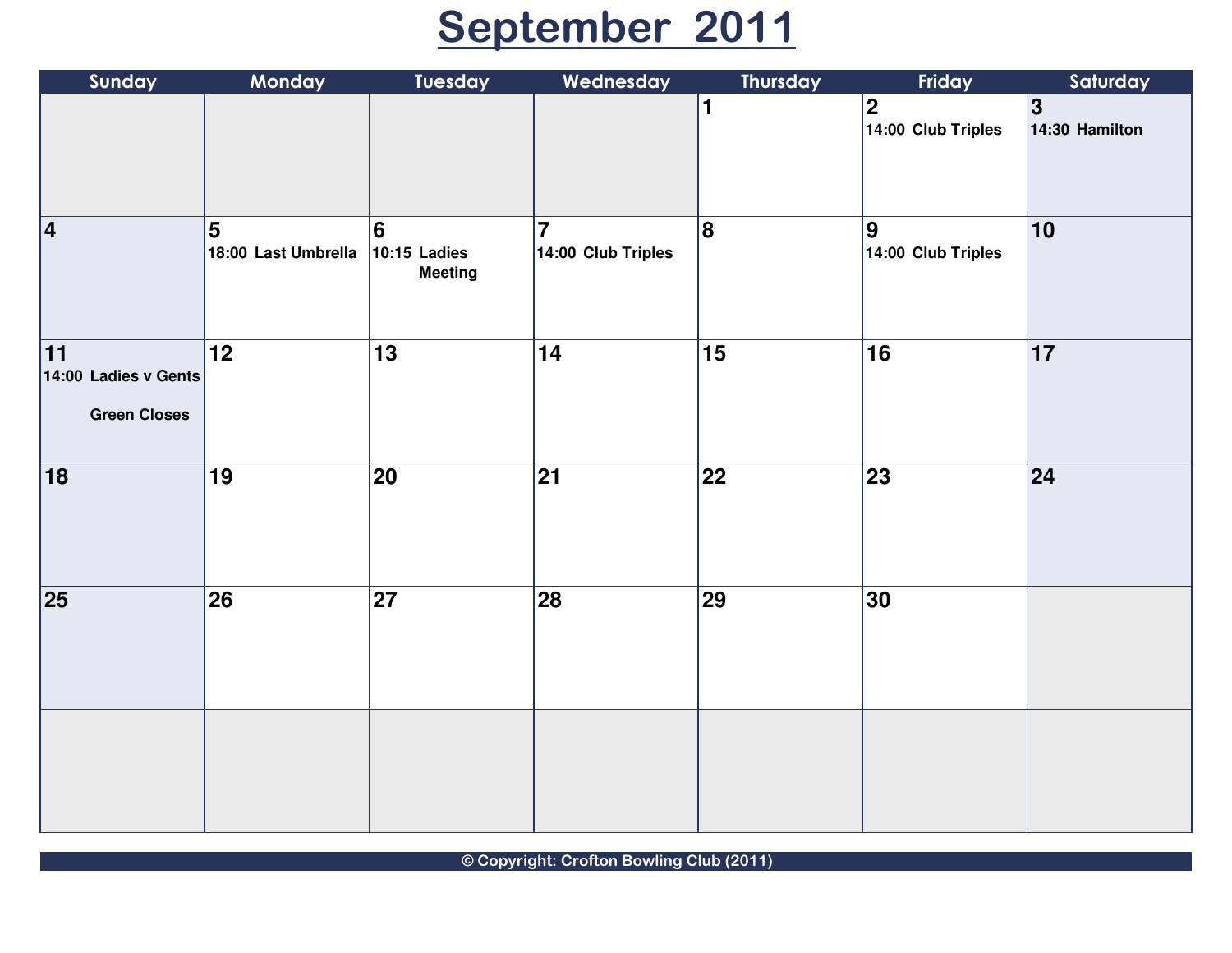# September 2011

| Sunday | Monday | Tuesday | Wednesday | Thursday | Friday | Saturday |
|---|---|---|---|---|---|---|
| | | | | 1 | 2<br>14:00 Club Triples | 3<br>14:30 Hamilton |
| 4 | 5<br>18:00 Last Umbrella | 6<br>10:15 Ladies Meeting | 7<br>14:00 Club Triples | 8 | 9<br>14:00 Club Triples | 10 |
| 11<br>14:00 Ladies v Gents<br>Green Closes | 12 | 13 | 14 | 15 | 16 | 17 |
| 18 | 19 | 20 | 21 | 22 | 23 | 24 |
| 25 | 26 | 27 | 28 | 29 | 30 | |
| | | | | | | |

© Copyright: Crofton Bowling Club (2011)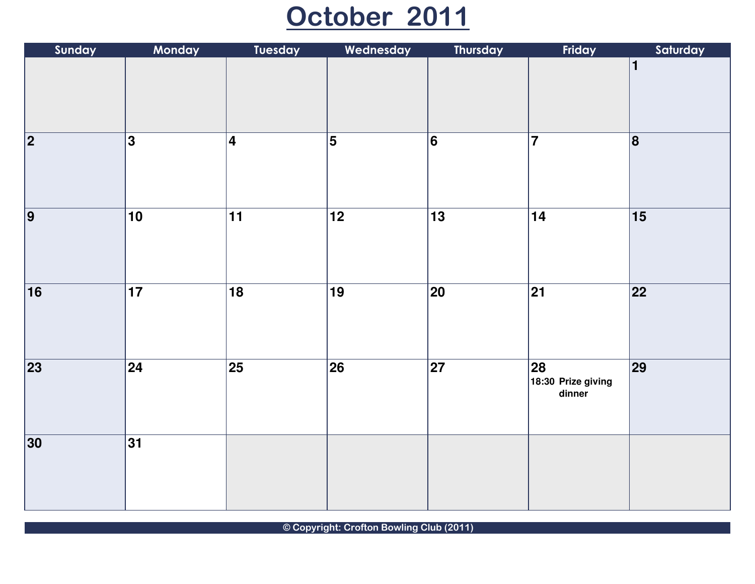# October 2011

| Sunday | Monday | Tuesday | Wednesday | Thursday | Friday | Saturday |
|---|---|---|---|---|---|---|
| | | | | | | 1 |
| 2 | 3 | 4 | 5 | 6 | 7 | 8 |
| 9 | 10 | 11 | 12 | 13 | 14 | 15 |
| 16 | 17 | 18 | 19 | 20 | 21 | 22 |
| 23 | 24 | 25 | 26 | 27 | 28<br>18:30 Prize giving dinner | 29 |
| 30 | 31 | | | | | |

© Copyright: Crofton Bowling Club (2011)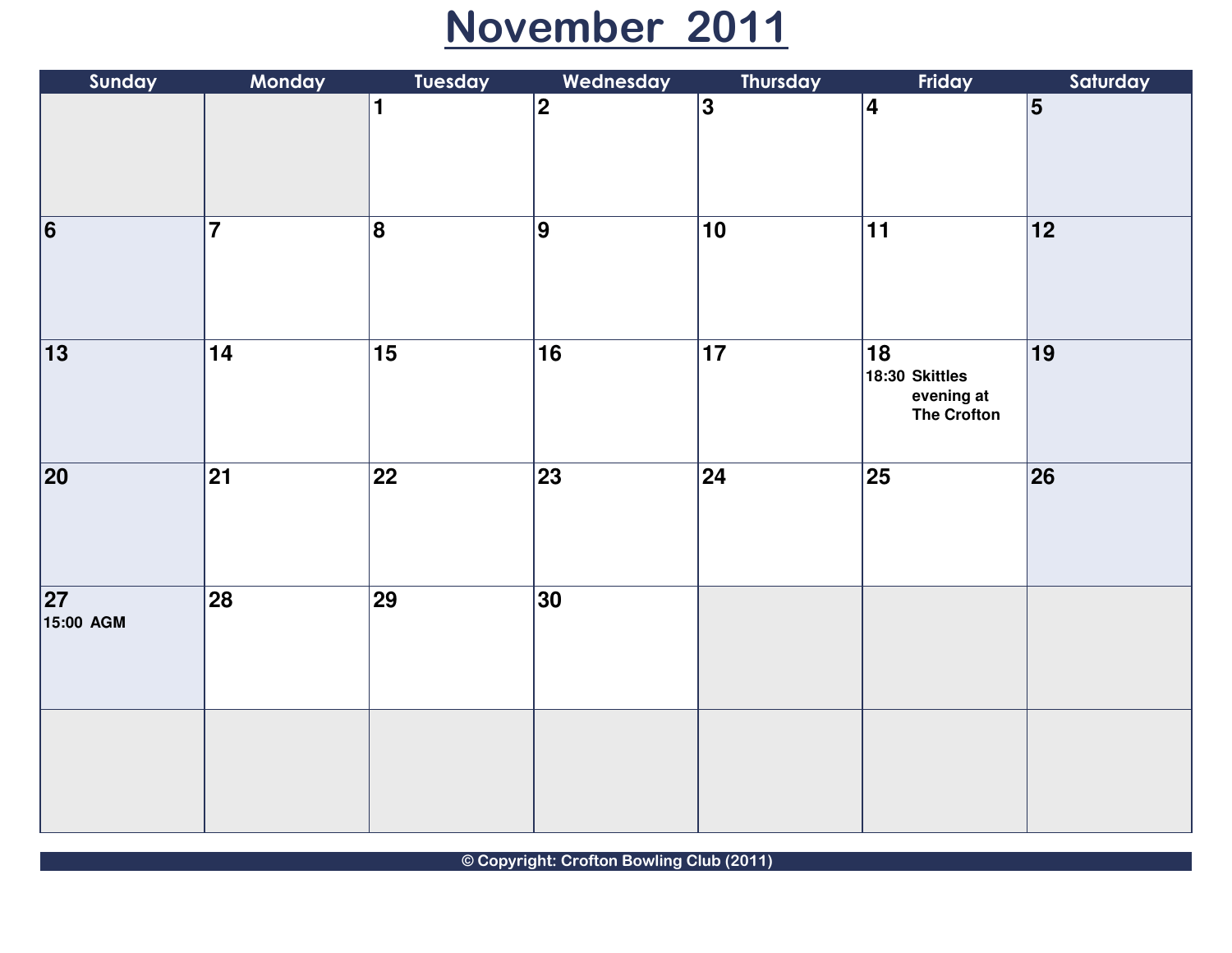# November 2011

| Sunday | Monday | Tuesday | Wednesday | Thursday | Friday | Saturday |
|---|---|---|---|---|---|---|
| | | 1 | 2 | 3 | 4 | 5 |
| 6 | 7 | 8 | 9 | 10 | 11 | 12 |
| 13 | 14 | 15 | 16 | 17 | 18<br>18:30 Skittles evening at The Crofton | 19 |
| 20 | 21 | 22 | 23 | 24 | 25 | 26 |
| 27<br>15:00 AGM | 28 | 29 | 30 | | | |
| | | | | | | |

© Copyright: Crofton Bowling Club (2011)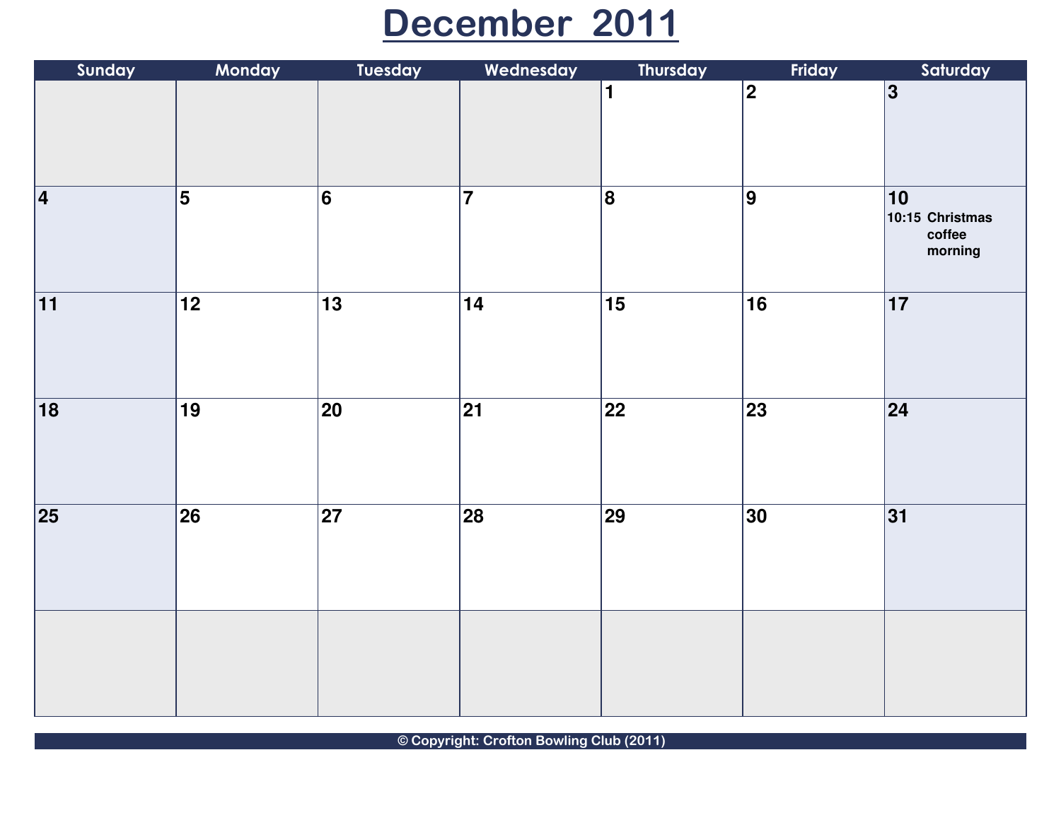# December 2011

| Sunday | Monday | Tuesday | Wednesday | Thursday | Friday | Saturday |
|---|---|---|---|---|---|---|
| | | | | 1 | 2 | 3 |
| 4 | 5 | 6 | 7 | 8 | 9 | 10<br>10:15 Christmas coffee morning |
| 11 | 12 | 13 | 14 | 15 | 16 | 17 |
| 18 | 19 | 20 | 21 | 22 | 23 | 24 |
| 25 | 26 | 27 | 28 | 29 | 30 | 31 |
| | | | | | | |

© Copyright: Crofton Bowling Club (2011)